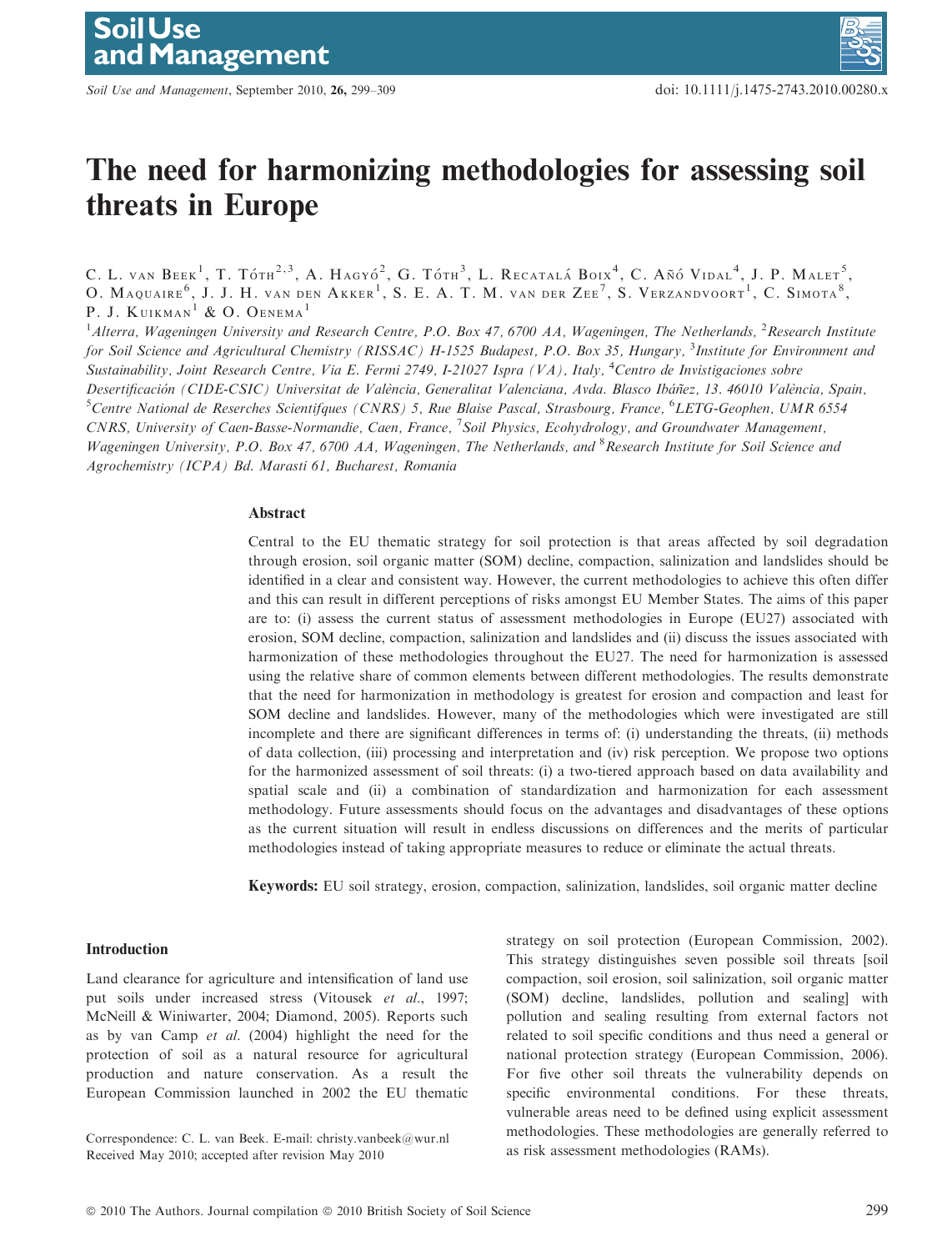# The need for harmonizing methodologies for assessing soil threats in Europe

C. L. van Beek[1], T. Tóth[2,3], A. Hagyó[2], G. Tóth[3], L. Recatalá Boix[4], C. Añó Vidal[4], J. P. Malet[5], O. Maquaire[6], J. J. H. van den Akker[1], S. E. A. T. M. van der Zee[7], S. Verzandvoort[1], C. Simota[8], P. J. Kuikman[1] & O. Oenema[1]

[1]*Alterra, Wageningen University and Research Centre, P.O. Box 47, 6700 AA, Wageningen, The Netherlands,* [2]*Research Institute for Soil Science and Agricultural Chemistry (RISSAC) H-1525 Budapest, P.O. Box 35, Hungary,* [3]*Institute for Environment and Sustainability, Joint Research Centre, Via E. Fermi 2749, I-21027 Ispra (VA), Italy,* [4]*Centro de Invistigaciones sobre Desertificación (CIDE-CSIC) Universitat de València, Generalitat Valenciana, Avda. Blasco Ibáñez, 13. 46010 València, Spain,* [5]*Centre National de Reserches Scientifques (CNRS) 5, Rue Blaise Pascal, Strasbourg, France,* [6]*LETG-Geophen, UMR 6554 CNRS, University of Caen-Basse-Normandie, Caen, France,* [7]*Soil Physics, Ecohydrology, and Groundwater Management, Wageningen University, P.O. Box 47, 6700 AA, Wageningen, The Netherlands, and* [8]*Research Institute for Soil Science and Agrochemistry (ICPA) Bd. Marasti 61, Bucharest, Romania*

## Abstract

Central to the EU thematic strategy for soil protection is that areas affected by soil degradation through erosion, soil organic matter (SOM) decline, compaction, salinization and landslides should be identified in a clear and consistent way. However, the current methodologies to achieve this often differ and this can result in different perceptions of risks amongst EU Member States. The aims of this paper are to: (i) assess the current status of assessment methodologies in Europe (EU27) associated with erosion, SOM decline, compaction, salinization and landslides and (ii) discuss the issues associated with harmonization of these methodologies throughout the EU27. The need for harmonization is assessed using the relative share of common elements between different methodologies. The results demonstrate that the need for harmonization in methodology is greatest for erosion and compaction and least for SOM decline and landslides. However, many of the methodologies which were investigated are still incomplete and there are significant differences in terms of: (i) understanding the threats, (ii) methods of data collection, (iii) processing and interpretation and (iv) risk perception. We propose two options for the harmonized assessment of soil threats: (i) a two-tiered approach based on data availability and spatial scale and (ii) a combination of standardization and harmonization for each assessment methodology. Future assessments should focus on the advantages and disadvantages of these options as the current situation will result in endless discussions on differences and the merits of particular methodologies instead of taking appropriate measures to reduce or eliminate the actual threats.

**Keywords:** EU soil strategy, erosion, compaction, salinization, landslides, soil organic matter decline

## Introduction

Land clearance for agriculture and intensification of land use put soils under increased stress (Vitousek *et al*., 1997; McNeill & Winiwarter, 2004; Diamond, 2005). Reports such as by van Camp *et al*. (2004) highlight the need for the protection of soil as a natural resource for agricultural production and nature conservation. As a result the European Commission launched in 2002 the EU thematic strategy on soil protection (European Commission, 2002). This strategy distinguishes seven possible soil threats [soil compaction, soil erosion, soil salinization, soil organic matter (SOM) decline, landslides, pollution and sealing] with pollution and sealing resulting from external factors not related to soil specific conditions and thus need a general or national protection strategy (European Commission, 2006). For five other soil threats the vulnerability depends on specific environmental conditions. For these threats, vulnerable areas need to be defined using explicit assessment methodologies. These methodologies are generally referred to as risk assessment methodologies (RAMs).

Correspondence: C. L. van Beek. E-mail: christy.vanbeek@wur.nl
Received May 2010; accepted after revision May 2010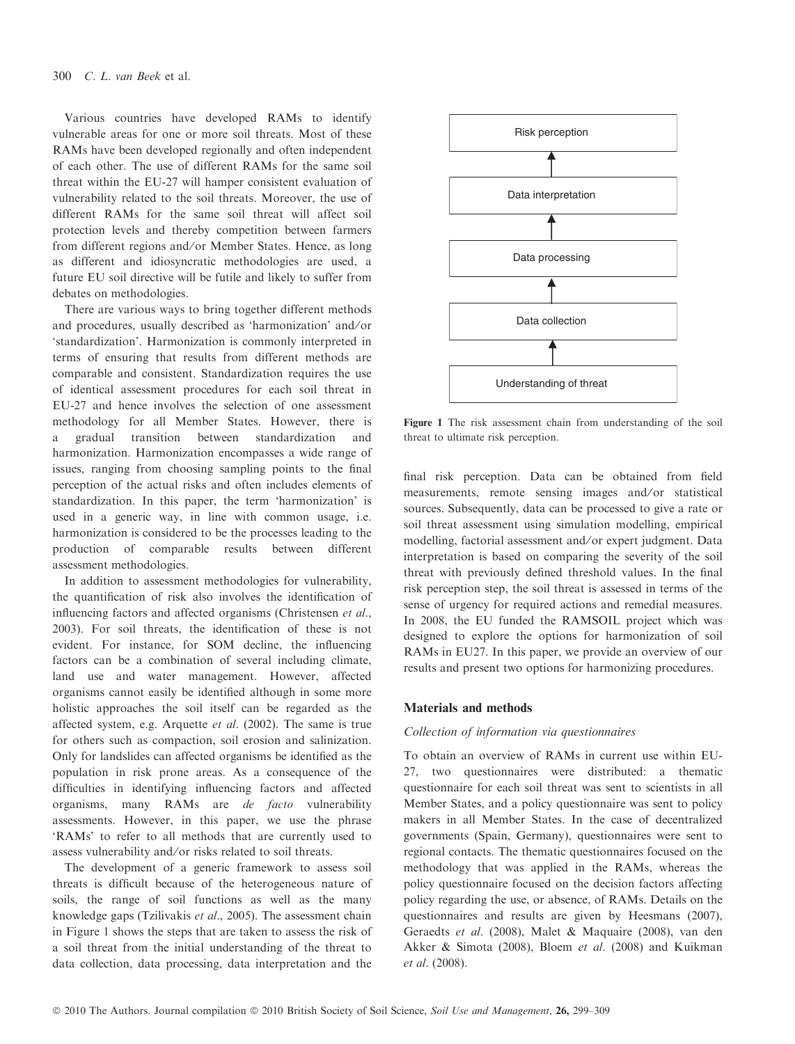Various countries have developed RAMs to identify vulnerable areas for one or more soil threats. Most of these RAMs have been developed regionally and often independent of each other. The use of different RAMs for the same soil threat within the EU-27 will hamper consistent evaluation of vulnerability related to the soil threats. Moreover, the use of different RAMs for the same soil threat will affect soil protection levels and thereby competition between farmers from different regions and/or Member States. Hence, as long as different and idiosyncratic methodologies are used, a future EU soil directive will be futile and likely to suffer from debates on methodologies.

There are various ways to bring together different methods and procedures, usually described as 'harmonization' and/or 'standardization'. Harmonization is commonly interpreted in terms of ensuring that results from different methods are comparable and consistent. Standardization requires the use of identical assessment procedures for each soil threat in EU-27 and hence involves the selection of one assessment methodology for all Member States. However, there is a gradual transition between standardization and harmonization. Harmonization encompasses a wide range of issues, ranging from choosing sampling points to the final perception of the actual risks and often includes elements of standardization. In this paper, the term 'harmonization' is used in a generic way, in line with common usage, i.e. harmonization is considered to be the processes leading to the production of comparable results between different assessment methodologies.

In addition to assessment methodologies for vulnerability, the quantification of risk also involves the identification of influencing factors and affected organisms (Christensen *et al*., 2003). For soil threats, the identification of these is not evident. For instance, for SOM decline, the influencing factors can be a combination of several including climate, land use and water management. However, affected organisms cannot easily be identified although in some more holistic approaches the soil itself can be regarded as the affected system, e.g. Arquette *et al*. (2002). The same is true for others such as compaction, soil erosion and salinization. Only for landslides can affected organisms be identified as the population in risk prone areas. As a consequence of the difficulties in identifying influencing factors and affected organisms, many RAMs are *de facto* vulnerability assessments. However, in this paper, we use the phrase 'RAMs' to refer to all methods that are currently used to assess vulnerability and/or risks related to soil threats.

The development of a generic framework to assess soil threats is difficult because of the heterogeneous nature of soils, the range of soil functions as well as the many knowledge gaps (Tzilivakis *et al*., 2005). The assessment chain in Figure 1 shows the steps that are taken to assess the risk of a soil threat from the initial understanding of the threat to data collection, data processing, data interpretation and the final risk perception. Data can be obtained from field measurements, remote sensing images and/or statistical sources. Subsequently, data can be processed to give a rate or soil threat assessment using simulation modelling, empirical modelling, factorial assessment and/or expert judgment. Data interpretation is based on comparing the severity of the soil threat with previously defined threshold values. In the final risk perception step, the soil threat is assessed in terms of the sense of urgency for required actions and remedial measures. In 2008, the EU funded the RAMSOIL project which was designed to explore the options for harmonization of soil RAMs in EU27. In this paper, we provide an overview of our results and present two options for harmonizing procedures.

Risk perception

Data interpretation

Data processing

Data collection

Understanding of threat

**Figure 1** The risk assessment chain from understanding of the soil threat to ultimate risk perception.

## Materials and methods

### *Collection of information via questionnaires*

To obtain an overview of RAMs in current use within EU-27, two questionnaires were distributed: a thematic questionnaire for each soil threat was sent to scientists in all Member States, and a policy questionnaire was sent to policy makers in all Member States. In the case of decentralized governments (Spain, Germany), questionnaires were sent to regional contacts. The thematic questionnaires focused on the methodology that was applied in the RAMs, whereas the policy questionnaire focused on the decision factors affecting policy regarding the use, or absence, of RAMs. Details on the questionnaires and results are given by Heesmans (2007), Geraedts *et al*. (2008), Malet & Maquaire (2008), van den Akker & Simota (2008), Bloem *et al*. (2008) and Kuikman *et al*. (2008).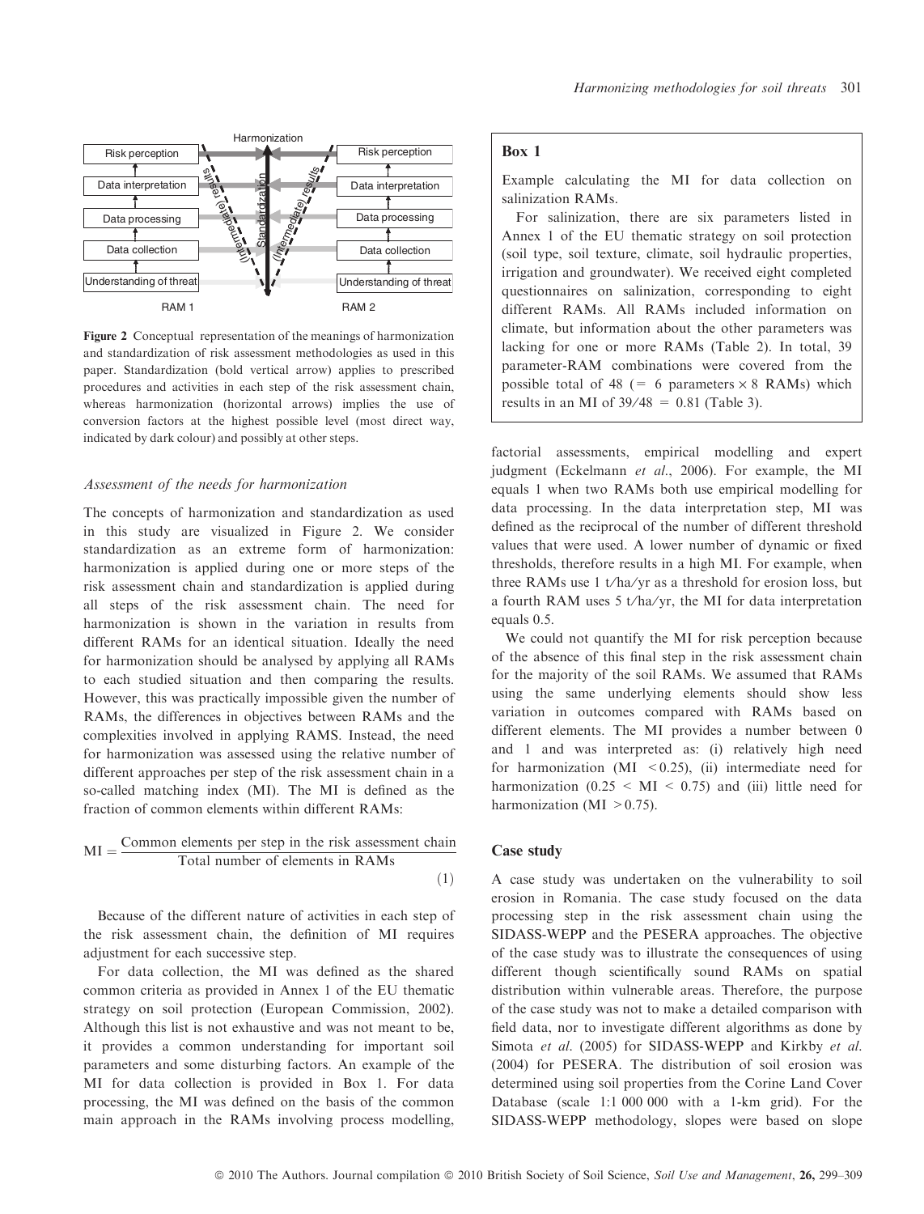Figure 2 Conceptual representation of the meanings of harmonization and standardization of risk assessment methodologies as used in this paper. Standardization (bold vertical arrow) applies to prescribed procedures and activities in each step of the risk assessment chain, whereas harmonization (horizontal arrows) implies the use of conversion factors at the highest possible level (most direct way, indicated by dark colour) and possibly at other steps.

### Assessment of the needs for harmonization

The concepts of harmonization and standardization as used in this study are visualized in Figure 2. We consider standardization as an extreme form of harmonization: harmonization is applied during one or more steps of the risk assessment chain and standardization is applied during all steps of the risk assessment chain. The need for harmonization is shown in the variation in results from different RAMs for an identical situation. Ideally the need for harmonization should be analysed by applying all RAMs to each studied situation and then comparing the results. However, this was practically impossible given the number of RAMs, the differences in objectives between RAMs and the complexities involved in applying RAMS. Instead, the need for harmonization was assessed using the relative number of different approaches per step of the risk assessment chain in a so-called matching index (MI). The MI is defined as the fraction of common elements within different RAMs:

$$\mathrm{MI} = \frac{\text{Common elements per step in the risk assessment chain}}{\text{Total number of elements in RAMs}} \tag{1}$$

Because of the different nature of activities in each step of the risk assessment chain, the definition of MI requires adjustment for each successive step.

For data collection, the MI was defined as the shared common criteria as provided in Annex 1 of the EU thematic strategy on soil protection (European Commission, 2002). Although this list is not exhaustive and was not meant to be, it provides a common understanding for important soil parameters and some disturbing factors. An example of the MI for data collection is provided in Box 1. For data processing, the MI was defined on the basis of the common main approach in the RAMs involving process modelling, factorial assessments, empirical modelling and expert judgment (Eckelmann *et al.*, 2006). For example, the MI equals 1 when two RAMs both use empirical modelling for data processing. In the data interpretation step, MI was defined as the reciprocal of the number of different threshold values that were used. A lower number of dynamic or fixed thresholds, therefore results in a high MI. For example, when three RAMs use 1 t/ha/yr as a threshold for erosion loss, but a fourth RAM uses 5 t/ha/yr, the MI for data interpretation equals 0.5.

We could not quantify the MI for risk perception because of the absence of this final step in the risk assessment chain for the majority of the soil RAMs. We assumed that RAMs using the same underlying elements should show less variation in outcomes compared with RAMs based on different elements. The MI provides a number between 0 and 1 and was interpreted as: (i) relatively high need for harmonization (MI $< 0.25$), (ii) intermediate need for harmonization ($0.25 <$ MI $< 0.75$) and (iii) little need for harmonization (MI $> 0.75$).

> **Box 1**
>
> Example calculating the MI for data collection on salinization RAMs.
>
> For salinization, there are six parameters listed in Annex 1 of the EU thematic strategy on soil protection (soil type, soil texture, climate, soil hydraulic properties, irrigation and groundwater). We received eight completed questionnaires on salinization, corresponding to eight different RAMs. All RAMs included information on climate, but information about the other parameters was lacking for one or more RAMs (Table 2). In total, 39 parameter-RAM combinations were covered from the possible total of 48 (= 6 parameters × 8 RAMs) which results in an MI of 39/48 = 0.81 (Table 3).

### Case study

A case study was undertaken on the vulnerability to soil erosion in Romania. The case study focused on the data processing step in the risk assessment chain using the SIDASS-WEPP and the PESERA approaches. The objective of the case study was to illustrate the consequences of using different though scientifically sound RAMs on spatial distribution within vulnerable areas. Therefore, the purpose of the case study was not to make a detailed comparison with field data, nor to investigate different algorithms as done by Simota *et al.* (2005) for SIDASS-WEPP and Kirkby *et al.* (2004) for PESERA. The distribution of soil erosion was determined using soil properties from the Corine Land Cover Database (scale 1:1 000 000 with a 1-km grid). For the SIDASS-WEPP methodology, slopes were based on slope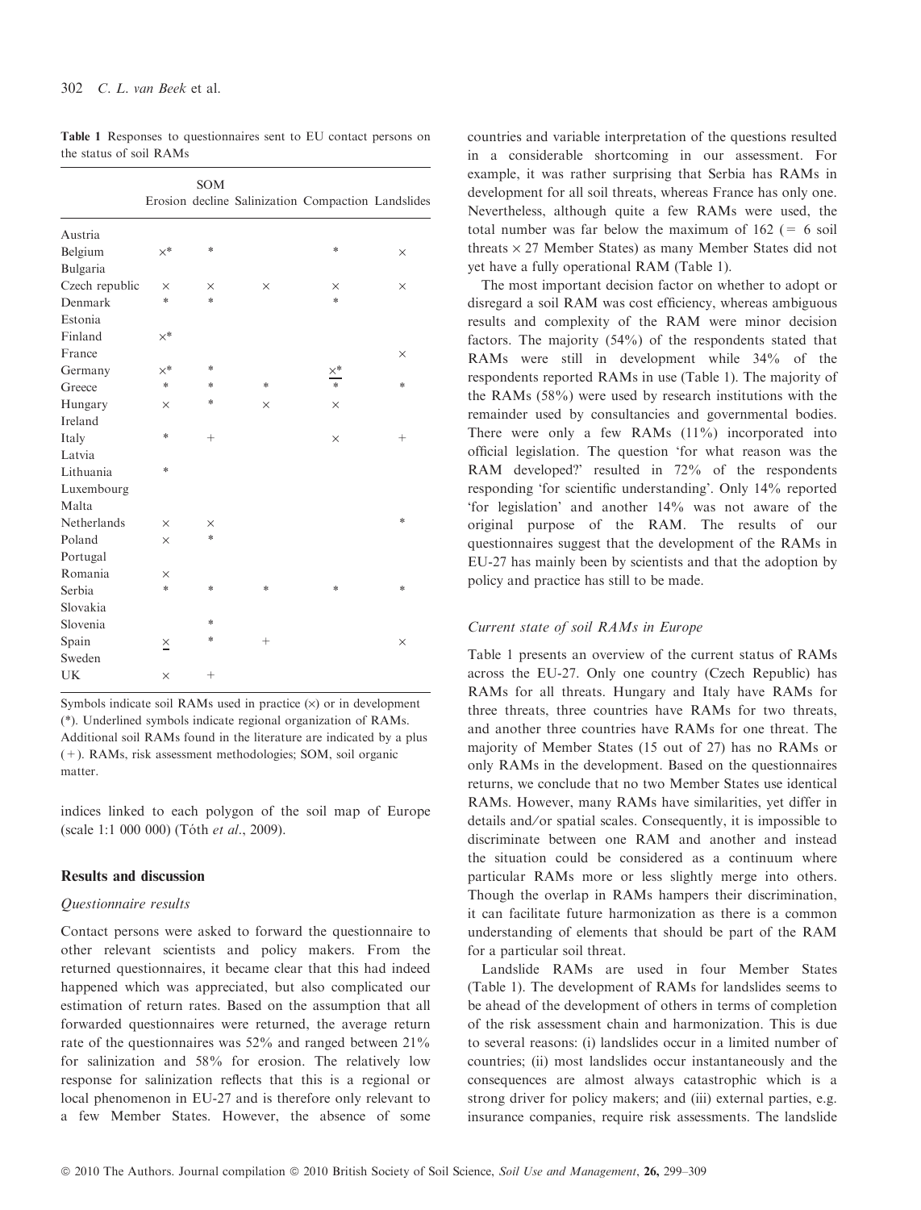**Table 1** Responses to questionnaires sent to EU contact persons on the status of soil RAMs

| | Erosion | SOM decline | Salinization | Compaction | Landslides |
|---|---|---|---|---|---|
| Austria | | | | | |
| Belgium | ×* | * | | * | × |
| Bulgaria | | | | | |
| Czech republic | × | × | × | × | × |
| Denmark | * | * | | * | |
| Estonia | | | | | |
| Finland | ×* | | | | |
| France | | | | | × |
| Germany | ×* | * | | <u>×*</u> | |
| Greece | * | * | * | * | * |
| Hungary | × | * | × | × | |
| Ireland | | | | | |
| Italy | * | + | | × | + |
| Latvia | | | | | |
| Lithuania | * | | | | |
| Luxembourg | | | | | |
| Malta | | | | | |
| Netherlands | × | × | | | * |
| Poland | × | * | | | |
| Portugal | | | | | |
| Romania | × | | | | |
| Serbia | * | * | * | * | * |
| Slovakia | | | | | |
| Slovenia | | * | | | |
| Spain | <u>×</u> | * | + | | × |
| Sweden | | | | | |
| UK | × | + | | | |

Symbols indicate soil RAMs used in practice (×) or in development (*). Underlined symbols indicate regional organization of RAMs. Additional soil RAMs found in the literature are indicated by a plus (+). RAMs, risk assessment methodologies; SOM, soil organic matter.

indices linked to each polygon of the soil map of Europe (scale 1:1 000 000) (Tóth *et al*., 2009).

## Results and discussion

### *Questionnaire results*

Contact persons were asked to forward the questionnaire to other relevant scientists and policy makers. From the returned questionnaires, it became clear that this had indeed happened which was appreciated, but also complicated our estimation of return rates. Based on the assumption that all forwarded questionnaires were returned, the average return rate of the questionnaires was 52% and ranged between 21% for salinization and 58% for erosion. The relatively low response for salinization reflects that this is a regional or local phenomenon in EU-27 and is therefore only relevant to a few Member States. However, the absence of some countries and variable interpretation of the questions resulted in a considerable shortcoming in our assessment. For example, it was rather surprising that Serbia has RAMs in development for all soil threats, whereas France has only one. Nevertheless, although quite a few RAMs were used, the total number was far below the maximum of 162 (= 6 soil threats × 27 Member States) as many Member States did not yet have a fully operational RAM (Table 1).

The most important decision factor on whether to adopt or disregard a soil RAM was cost efficiency, whereas ambiguous results and complexity of the RAM were minor decision factors. The majority (54%) of the respondents stated that RAMs were still in development while 34% of the respondents reported RAMs in use (Table 1). The majority of the RAMs (58%) were used by research institutions with the remainder used by consultancies and governmental bodies. There were only a few RAMs (11%) incorporated into official legislation. The question 'for what reason was the RAM developed?' resulted in 72% of the respondents responding 'for scientific understanding'. Only 14% reported 'for legislation' and another 14% was not aware of the original purpose of the RAM. The results of our questionnaires suggest that the development of the RAMs in EU-27 has mainly been by scientists and that the adoption by policy and practice has still to be made.

### *Current state of soil RAMs in Europe*

Table 1 presents an overview of the current status of RAMs across the EU-27. Only one country (Czech Republic) has RAMs for all threats. Hungary and Italy have RAMs for three threats, three countries have RAMs for two threats, and another three countries have RAMs for one threat. The majority of Member States (15 out of 27) has no RAMs or only RAMs in the development. Based on the questionnaires returns, we conclude that no two Member States use identical RAMs. However, many RAMs have similarities, yet differ in details and/or spatial scales. Consequently, it is impossible to discriminate between one RAM and another and instead the situation could be considered as a continuum where particular RAMs more or less slightly merge into others. Though the overlap in RAMs hampers their discrimination, it can facilitate future harmonization as there is a common understanding of elements that should be part of the RAM for a particular soil threat.

Landslide RAMs are used in four Member States (Table 1). The development of RAMs for landslides seems to be ahead of the development of others in terms of completion of the risk assessment chain and harmonization. This is due to several reasons: (i) landslides occur in a limited number of countries; (ii) most landslides occur instantaneously and the consequences are almost always catastrophic which is a strong driver for policy makers; and (iii) external parties, e.g. insurance companies, require risk assessments. The landslide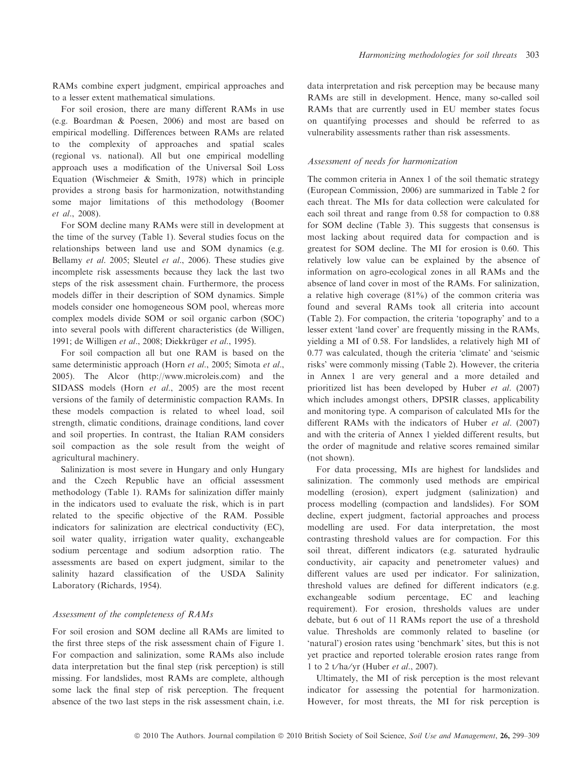RAMs combine expert judgment, empirical approaches and to a lesser extent mathematical simulations.

For soil erosion, there are many different RAMs in use (e.g. Boardman & Poesen, 2006) and most are based on empirical modelling. Differences between RAMs are related to the complexity of approaches and spatial scales (regional vs. national). All but one empirical modelling approach uses a modification of the Universal Soil Loss Equation (Wischmeier & Smith, 1978) which in principle provides a strong basis for harmonization, notwithstanding some major limitations of this methodology (Boomer *et al*., 2008).

For SOM decline many RAMs were still in development at the time of the survey (Table 1). Several studies focus on the relationships between land use and SOM dynamics (e.g. Bellamy *et al*. 2005; Sleutel *et al*., 2006). These studies give incomplete risk assessments because they lack the last two steps of the risk assessment chain. Furthermore, the process models differ in their description of SOM dynamics. Simple models consider one homogeneous SOM pool, whereas more complex models divide SOM or soil organic carbon (SOC) into several pools with different characteristics (de Willigen, 1991; de Willigen *et al*., 2008; Diekkrüger *et al*., 1995).

For soil compaction all but one RAM is based on the same deterministic approach (Horn *et al*., 2005; Simota *et al*., 2005). The Alcor (http://www.microleis.com) and the SIDASS models (Horn *et al*., 2005) are the most recent versions of the family of deterministic compaction RAMs. In these models compaction is related to wheel load, soil strength, climatic conditions, drainage conditions, land cover and soil properties. In contrast, the Italian RAM considers soil compaction as the sole result from the weight of agricultural machinery.

Salinization is most severe in Hungary and only Hungary and the Czech Republic have an official assessment methodology (Table 1). RAMs for salinization differ mainly in the indicators used to evaluate the risk, which is in part related to the specific objective of the RAM. Possible indicators for salinization are electrical conductivity (EC), soil water quality, irrigation water quality, exchangeable sodium percentage and sodium adsorption ratio. The assessments are based on expert judgment, similar to the salinity hazard classification of the USDA Salinity Laboratory (Richards, 1954).

### Assessment of the completeness of RAMs

For soil erosion and SOM decline all RAMs are limited to the first three steps of the risk assessment chain of Figure 1. For compaction and salinization, some RAMs also include data interpretation but the final step (risk perception) is still missing. For landslides, most RAMs are complete, although some lack the final step of risk perception. The frequent absence of the two last steps in the risk assessment chain, i.e. data interpretation and risk perception may be because many RAMs are still in development. Hence, many so-called soil RAMs that are currently used in EU member states focus on quantifying processes and should be referred to as vulnerability assessments rather than risk assessments.

### Assessment of needs for harmonization

The common criteria in Annex 1 of the soil thematic strategy (European Commission, 2006) are summarized in Table 2 for each threat. The MIs for data collection were calculated for each soil threat and range from 0.58 for compaction to 0.88 for SOM decline (Table 3). This suggests that consensus is most lacking about required data for compaction and is greatest for SOM decline. The MI for erosion is 0.60. This relatively low value can be explained by the absence of information on agro-ecological zones in all RAMs and the absence of land cover in most of the RAMs. For salinization, a relative high coverage (81%) of the common criteria was found and several RAMs took all criteria into account (Table 2). For compaction, the criteria 'topography' and to a lesser extent 'land cover' are frequently missing in the RAMs, yielding a MI of 0.58. For landslides, a relatively high MI of 0.77 was calculated, though the criteria 'climate' and 'seismic risks' were commonly missing (Table 2). However, the criteria in Annex 1 are very general and a more detailed and prioritized list has been developed by Huber *et al*. (2007) which includes amongst others, DPSIR classes, applicability and monitoring type. A comparison of calculated MIs for the different RAMs with the indicators of Huber *et al*. (2007) and with the criteria of Annex 1 yielded different results, but the order of magnitude and relative scores remained similar (not shown).

For data processing, MIs are highest for landslides and salinization. The commonly used methods are empirical modelling (erosion), expert judgment (salinization) and process modelling (compaction and landslides). For SOM decline, expert judgment, factorial approaches and process modelling are used. For data interpretation, the most contrasting threshold values are for compaction. For this soil threat, different indicators (e.g. saturated hydraulic conductivity, air capacity and penetrometer values) and different values are used per indicator. For salinization, threshold values are defined for different indicators (e.g. exchangeable sodium percentage, EC and leaching requirement). For erosion, thresholds values are under debate, but 6 out of 11 RAMs report the use of a threshold value. Thresholds are commonly related to baseline (or 'natural') erosion rates using 'benchmark' sites, but this is not yet practice and reported tolerable erosion rates range from 1 to 2 t/ha/yr (Huber *et al*., 2007).

Ultimately, the MI of risk perception is the most relevant indicator for assessing the potential for harmonization. However, for most threats, the MI for risk perception is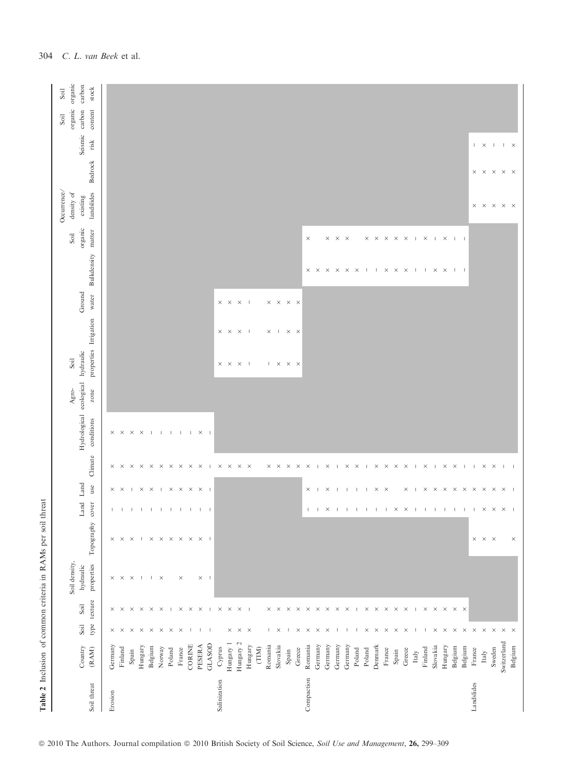**Table 2** Inclusion of common criteria in RAMs per soil threat

| Soil threat | Country (RAM) | Soil type | Soil texture | Soil density, hydraulic properties | Topography | Land cover | Land use | Climate | Hydrological conditions | Agro-ecological zone | Soil hydraulic properties | Irrigation | Ground water | Bulkdensity | Soil organic matter | Occurrence/density of existing landslides | Bedrock | Seismic risk | Soil organic carbon content | Soil organic carbon stock |
|---|---|---|---|---|---|---|---|---|---|---|---|---|---|---|---|---|---|---|---|---|
| Erosion | Germany | × | × | × | × | – | × | × | × | | | | | | | | | | | |
| | Finland | × | × | × | × | – | × | × | × | | | | | | | | | | | |
| | Spain | × | × | × | × | – | – | × | × | | | | | | | | | | | |
| | Hungary | × | × | – | – | – | × | × | × | | | | | | | | | | | |
| | Belgium | × | × | – | × | – | × | × | – | | | | | | | | | | | |
| | Norway | × | × | × | × | – | – | × | – | | | | | | | | | | | |
| | Poland | × | – | | × | – | × | × | – | | | | | | | | | | | |
| | France | × | × | × | × | – | × | × | – | | | | | | | | | | | |
| | CORINE | – | × | | × | – | × | × | – | | | | | | | | | | | |
| | PESERA | – | × | × | × | – | × | × | × | | | | | | | | | | | |
| | GLASOD | – | – | – | – | – | – | – | – | | | | | | | | | | | |
| Salinization | Cyprus | | × | | | | | × | | | × | × | × | | | | | | | |
| | Hungary 1 | × | × | | | | | × | | | × | × | × | | | | | | | |
| | Hungary 2 | × | × | | | | | × | | | × | × | × | | | | | | | |
| | Hungary (TIM) | × | – | | | | | × | | | – | – | – | | | | | | | |
| | Romania | – | × | | | | | × | | | – | × | × | | | | | | | |
| | Slovakia | × | × | | | | | × | | | × | – | × | | | | | | | |
| | Spain | – | × | | | | | × | | | × | × | × | | | | | | | |
| | Greece | × | × | | | | | × | | | × | × | × | | | | | | | |
| Compaction | Romania | × | × | | | – | × | × | | | | | | × | × | | | | | |
| | Germany | × | × | | | – | – | – | | | | | | × | | | | | | |
| | Germany | × | × | | | × | × | × | | | | | | × | × | | | | | |
| | Germany | – | × | | | – | – | – | | | | | | × | × | | | | | |
| | Germany | – | × | | | – | – | × | | | | | | × | × | | | | | |
| | Poland | – | – | | | – | – | × | | | | | | × | | | | | | |
| | Poland | × | × | | | – | – | – | | | | | | – | × | | | | | |
| | Denmark | × | × | | | – | × | × | | | | | | – | × | | | | | |
| | France | × | × | | | – | × | × | | | | | | × | × | | | | | |
| | Spain | × | × | | | × | | × | | | | | | × | × | | | | | |
| | Greece | × | × | | | × | × | × | | | | | | × | × | | | | | |
| | Italy | – | – | | | – | – | – | | | | | | – | – | | | | | |
| | Finland | – | × | | | – | × | × | | | | | | – | × | | | | | |
| | Slovakia | × | × | | | – | × | – | | | | | | × | – | | | | | |
| | Hungary | × | × | | | – | × | × | | | | | | × | × | | | | | |
| | Belgium | × | × | | | – | × | × | | | | | | – | – | | | | | |
| | Belgium | × | × | | | – | × | – | | | | | | – | – | | | | | |
| Landslides | France | × | | | × | – | × | – | | | | | | | | × | × | – | | |
| | Italy | × | | | × | × | × | × | | | | | | | | × | × | × | | |
| | Sweden | × | | | × | × | × | × | | | | | | | | × | × | – | | |
| | Switzerland | × | | | | × | × | – | | | | | | | | × | × | – | | |
| | Belgium | × | | | × | – | – | – | | | | | | | | × | × | × | | |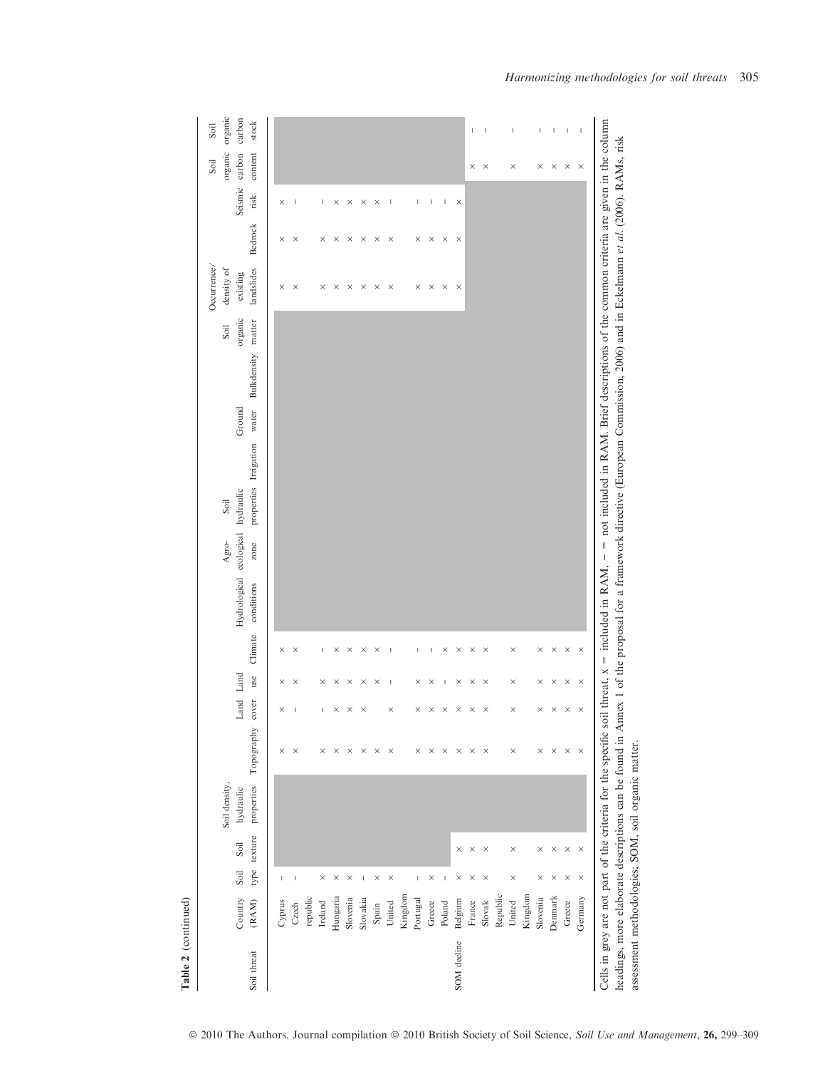**Table 2** (continued)

| Soil threat | Country (RAM) | Soil type | Soil texture | Soil density, hydraulic properties | Topography | Land cover | Land use | Climate | Hydrological conditions | Agro-ecological zone | Soil hydraulic properties | Irrigation | Ground water | Bulkdensity | Soil organic matter | Occurrence/density of existing landslides | Bedrock | Seismic risk | Soil organic carbon content | Soil organic carbon stock |
|---|---|---|---|---|---|---|---|---|---|---|---|---|---|---|---|---|---|---|---|---|
| | Cyprus | – | | | × | × | × | × | | | | | | | | × | × | × | | |
| | Czech republic | – | | | × | – | × | × | | | | | | | | × | × | – | | |
| | Ireland | × | | | × | – | × | – | | | | | | | | × | × | – | | |
| | Hungaria | × | | | × | × | × | × | | | | | | | | × | × | × | | |
| | Slovenia | × | | | × | × | × | × | | | | | | | | × | × | × | | |
| | Slovakia | – | | | × | × | × | × | | | | | | | | × | × | × | | |
| | Spain | × | | | × | | × | × | | | | | | | | × | × | × | | |
| | United Kingdom | × | | | × | × | – | – | | | | | | | | × | × | – | | |
| | Portugal | – | | | × | × | × | – | | | | | | | | × | × | – | | |
| | Greece | × | | | × | × | × | – | | | | | | | | × | × | – | | |
| | Poland | – | | | × | × | – | × | | | | | | | | × | × | – | | |
| SOM decline | Belgium | × | × | | × | × | × | × | | | | | | | | × | × | × | | |
| | France | × | × | | × | × | × | × | | | | | | | | | | | × | – |
| | Slovak Republic | × | × | | × | × | × | × | | | | | | | | | | | × | – |
| | United Kingdom | × | × | | × | × | × | × | | | | | | | | | | | × | – |
| | Slovenia | × | × | | × | × | × | × | | | | | | | | | | | × | – |
| | Denmark | × | × | | × | × | × | × | | | | | | | | | | | × | – |
| | Greece | × | × | | × | × | × | × | | | | | | | | | | | × | – |
| | Germany | × | × | | × | × | × | × | | | | | | | | | | | × | – |

Cells in grey are not part of the criteria for the specific soil threat, x = included in RAM, – = not included in RAM. Brief descriptions of the common criteria are given in the column headings, more elaborate descriptions can be found in Annex 1 of the proposal for a framework directive (European Commission, 2006) and in Eckelmann *et al.* (2006). RAMs, risk assessment methodologies; SOM, soil organic matter.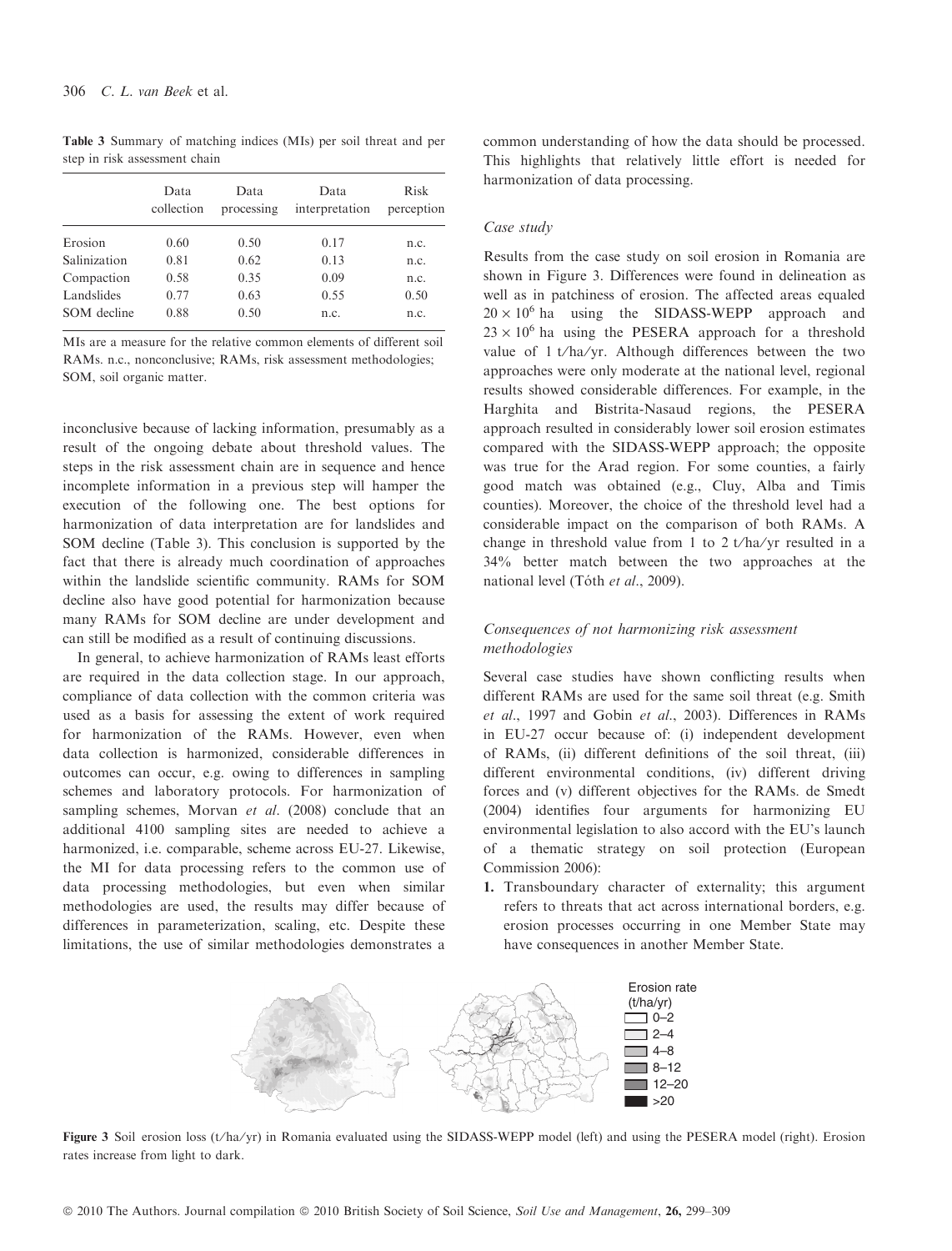**Table 3** Summary of matching indices (MIs) per soil threat and per step in risk assessment chain

| | Data collection | Data processing | Data interpretation | Risk perception |
|---|---|---|---|---|
| Erosion | 0.60 | 0.50 | 0.17 | n.c. |
| Salinization | 0.81 | 0.62 | 0.13 | n.c. |
| Compaction | 0.58 | 0.35 | 0.09 | n.c. |
| Landslides | 0.77 | 0.63 | 0.55 | 0.50 |
| SOM decline | 0.88 | 0.50 | n.c. | n.c. |

MIs are a measure for the relative common elements of different soil RAMs. n.c., nonconclusive; RAMs, risk assessment methodologies; SOM, soil organic matter.

inconclusive because of lacking information, presumably as a result of the ongoing debate about threshold values. The steps in the risk assessment chain are in sequence and hence incomplete information in a previous step will hamper the execution of the following one. The best options for harmonization of data interpretation are for landslides and SOM decline (Table 3). This conclusion is supported by the fact that there is already much coordination of approaches within the landslide scientific community. RAMs for SOM decline also have good potential for harmonization because many RAMs for SOM decline are under development and can still be modified as a result of continuing discussions.

In general, to achieve harmonization of RAMs least efforts are required in the data collection stage. In our approach, compliance of data collection with the common criteria was used as a basis for assessing the extent of work required for harmonization of the RAMs. However, even when data collection is harmonized, considerable differences in outcomes can occur, e.g. owing to differences in sampling schemes and laboratory protocols. For harmonization of sampling schemes, Morvan *et al*. (2008) conclude that an additional 4100 sampling sites are needed to achieve a harmonized, i.e. comparable, scheme across EU-27. Likewise, the MI for data processing refers to the common use of data processing methodologies, but even when similar methodologies are used, the results may differ because of differences in parameterization, scaling, etc. Despite these limitations, the use of similar methodologies demonstrates a common understanding of how the data should be processed. This highlights that relatively little effort is needed for harmonization of data processing.

### *Case study*

Results from the case study on soil erosion in Romania are shown in Figure 3. Differences were found in delineation as well as in patchiness of erosion. The affected areas equaled $20 \times 10^6$ ha using the SIDASS-WEPP approach and $23 \times 10^6$ ha using the PESERA approach for a threshold value of 1 t/ha/yr. Although differences between the two approaches were only moderate at the national level, regional results showed considerable differences. For example, in the Harghita and Bistrita-Nasaud regions, the PESERA approach resulted in considerably lower soil erosion estimates compared with the SIDASS-WEPP approach; the opposite was true for the Arad region. For some counties, a fairly good match was obtained (e.g., Cluy, Alba and Timis counties). Moreover, the choice of the threshold level had a considerable impact on the comparison of both RAMs. A change in threshold value from 1 to 2 t/ha/yr resulted in a 34% better match between the two approaches at the national level (Tóth *et al*., 2009).

### *Consequences of not harmonizing risk assessment methodologies*

Several case studies have shown conflicting results when different RAMs are used for the same soil threat (e.g. Smith *et al*., 1997 and Gobin *et al*., 2003). Differences in RAMs in EU-27 occur because of: (i) independent development of RAMs, (ii) different definitions of the soil threat, (iii) different environmental conditions, (iv) different driving forces and (v) different objectives for the RAMs. de Smedt (2004) identifies four arguments for harmonizing EU environmental legislation to also accord with the EU's launch of a thematic strategy on soil protection (European Commission 2006):

1. Transboundary character of externality; this argument refers to threats that act across international borders, e.g. erosion processes occurring in one Member State may have consequences in another Member State.

**Figure 3** Soil erosion loss (t/ha/yr) in Romania evaluated using the SIDASS-WEPP model (left) and using the PESERA model (right). Erosion rates increase from light to dark.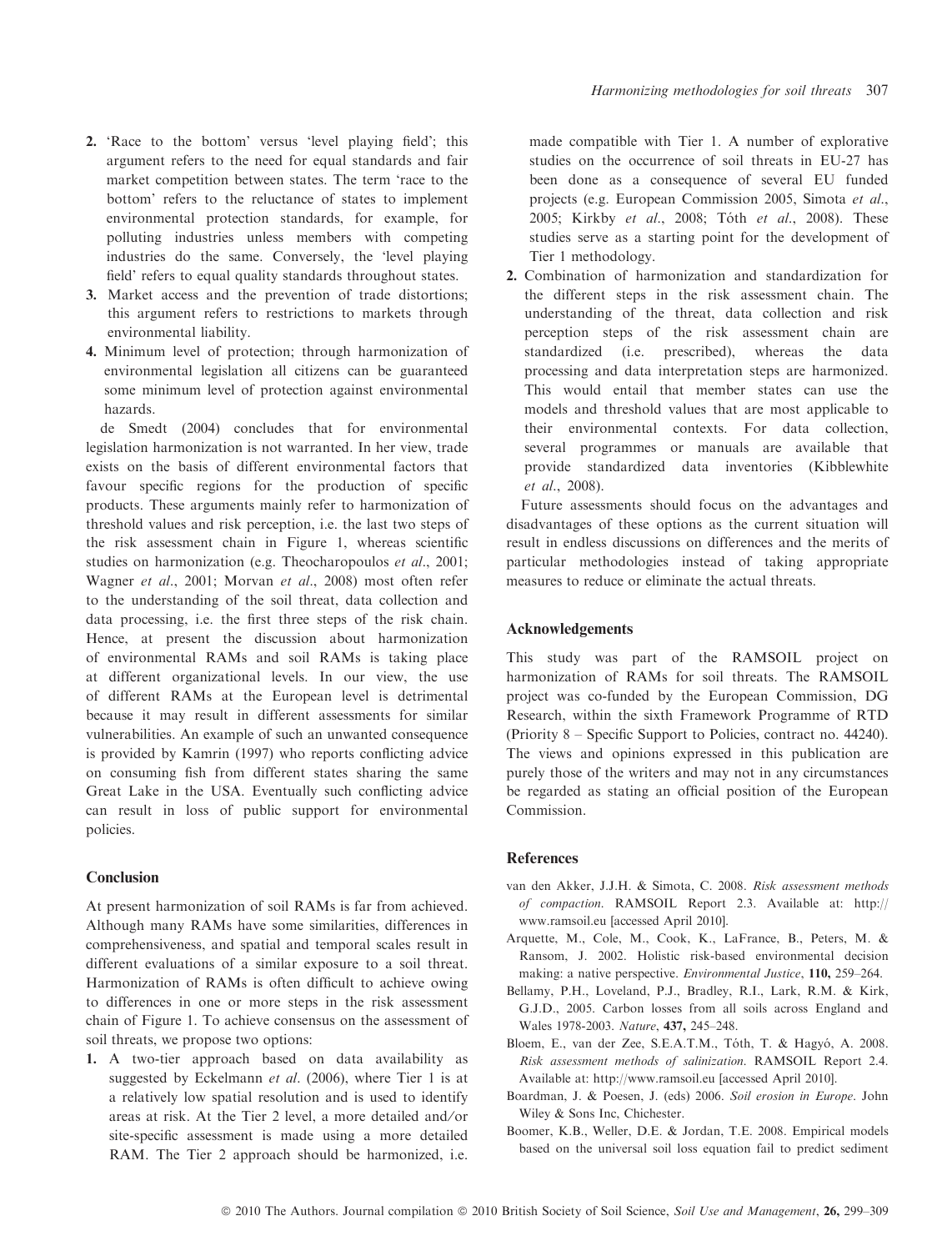2. 'Race to the bottom' versus 'level playing field'; this argument refers to the need for equal standards and fair market competition between states. The term 'race to the bottom' refers to the reluctance of states to implement environmental protection standards, for example, for polluting industries unless members with competing industries do the same. Conversely, the 'level playing field' refers to equal quality standards throughout states.
3. Market access and the prevention of trade distortions; this argument refers to restrictions to markets through environmental liability.
4. Minimum level of protection; through harmonization of environmental legislation all citizens can be guaranteed some minimum level of protection against environmental hazards.

de Smedt (2004) concludes that for environmental legislation harmonization is not warranted. In her view, trade exists on the basis of different environmental factors that favour specific regions for the production of specific products. These arguments mainly refer to harmonization of threshold values and risk perception, i.e. the last two steps of the risk assessment chain in Figure 1, whereas scientific studies on harmonization (e.g. Theocharopoulos *et al*., 2001; Wagner *et al*., 2001; Morvan *et al*., 2008) most often refer to the understanding of the soil threat, data collection and data processing, i.e. the first three steps of the risk chain. Hence, at present the discussion about harmonization of environmental RAMs and soil RAMs is taking place at different organizational levels. In our view, the use of different RAMs at the European level is detrimental because it may result in different assessments for similar vulnerabilities. An example of such an unwanted consequence is provided by Kamrin (1997) who reports conflicting advice on consuming fish from different states sharing the same Great Lake in the USA. Eventually such conflicting advice can result in loss of public support for environmental policies.

## Conclusion

At present harmonization of soil RAMs is far from achieved. Although many RAMs have some similarities, differences in comprehensiveness, and spatial and temporal scales result in different evaluations of a similar exposure to a soil threat. Harmonization of RAMs is often difficult to achieve owing to differences in one or more steps in the risk assessment chain of Figure 1. To achieve consensus on the assessment of soil threats, we propose two options:

1. A two-tier approach based on data availability as suggested by Eckelmann *et al*. (2006), where Tier 1 is at a relatively low spatial resolution and is used to identify areas at risk. At the Tier 2 level, a more detailed and/or site-specific assessment is made using a more detailed RAM. The Tier 2 approach should be harmonized, i.e. made compatible with Tier 1. A number of explorative studies on the occurrence of soil threats in EU-27 has been done as a consequence of several EU funded projects (e.g. European Commission 2005, Simota *et al*., 2005; Kirkby *et al*., 2008; Tóth *et al*., 2008). These studies serve as a starting point for the development of Tier 1 methodology.
2. Combination of harmonization and standardization for the different steps in the risk assessment chain. The understanding of the threat, data collection and risk perception steps of the risk assessment chain are standardized (i.e. prescribed), whereas the data processing and data interpretation steps are harmonized. This would entail that member states can use the models and threshold values that are most applicable to their environmental contexts. For data collection, several programmes or manuals are available that provide standardized data inventories (Kibblewhite *et al*., 2008).

Future assessments should focus on the advantages and disadvantages of these options as the current situation will result in endless discussions on differences and the merits of particular methodologies instead of taking appropriate measures to reduce or eliminate the actual threats.

## Acknowledgements

This study was part of the RAMSOIL project on harmonization of RAMs for soil threats. The RAMSOIL project was co-funded by the European Commission, DG Research, within the sixth Framework Programme of RTD (Priority 8 – Specific Support to Policies, contract no. 44240). The views and opinions expressed in this publication are purely those of the writers and may not in any circumstances be regarded as stating an official position of the European Commission.

## References

van den Akker, J.J.H. & Simota, C. 2008. *Risk assessment methods of compaction*. RAMSOIL Report 2.3. Available at: http://www.ramsoil.eu [accessed April 2010].

Arquette, M., Cole, M., Cook, K., LaFrance, B., Peters, M. & Ransom, J. 2002. Holistic risk-based environmental decision making: a native perspective. *Environmental Justice*, **110,** 259–264.

Bellamy, P.H., Loveland, P.J., Bradley, R.I., Lark, R.M. & Kirk, G.J.D., 2005. Carbon losses from all soils across England and Wales 1978-2003. *Nature*, **437,** 245–248.

Bloem, E., van der Zee, S.E.A.T.M., Tóth, T. & Hagyó, A. 2008. *Risk assessment methods of salinization*. RAMSOIL Report 2.4. Available at: http://www.ramsoil.eu [accessed April 2010].

Boardman, J. & Poesen, J. (eds) 2006. *Soil erosion in Europe*. John Wiley & Sons Inc, Chichester.

Boomer, K.B., Weller, D.E. & Jordan, T.E. 2008. Empirical models based on the universal soil loss equation fail to predict sediment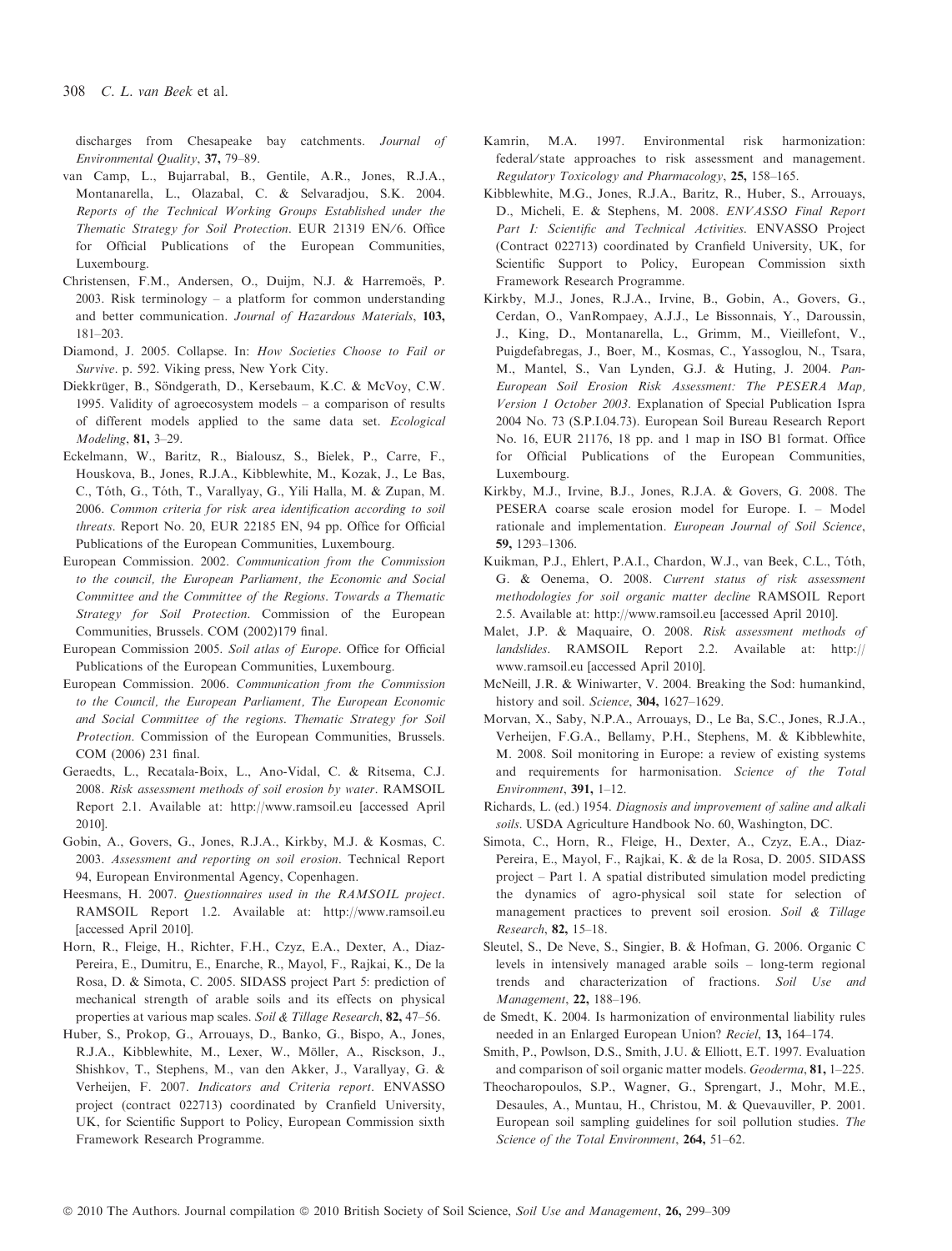discharges from Chesapeake bay catchments. *Journal of Environmental Quality*, **37**, 79–89.

van Camp, L., Bujarrabal, B., Gentile, A.R., Jones, R.J.A., Montanarella, L., Olazabal, C. & Selvaradjou, S.K. 2004. *Reports of the Technical Working Groups Established under the Thematic Strategy for Soil Protection*. EUR 21319 EN/6. Office for Official Publications of the European Communities, Luxembourg.

Christensen, F.M., Andersen, O., Duijm, N.J. & Harremoës, P. 2003. Risk terminology – a platform for common understanding and better communication. *Journal of Hazardous Materials*, **103,** 181–203.

Diamond, J. 2005. Collapse. In: *How Societies Choose to Fail or Survive*. p. 592. Viking press, New York City.

Diekkrüger, B., Söndgerath, D., Kersebaum, K.C. & McVoy, C.W. 1995. Validity of agroecosystem models – a comparison of results of different models applied to the same data set. *Ecological Modeling*, **81,** 3–29.

Eckelmann, W., Baritz, R., Bialousz, S., Bielek, P., Carre, F., Houskova, B., Jones, R.J.A., Kibblewhite, M., Kozak, J., Le Bas, C., Tóth, G., Tóth, T., Varallyay, G., Yili Halla, M. & Zupan, M. 2006. *Common criteria for risk area identification according to soil threats*. Report No. 20, EUR 22185 EN, 94 pp. Office for Official Publications of the European Communities, Luxembourg.

European Commission. 2002. *Communication from the Commission to the council, the European Parliament, the Economic and Social Committee and the Committee of the Regions. Towards a Thematic Strategy for Soil Protection*. Commission of the European Communities, Brussels. COM (2002)179 final.

European Commission 2005. *Soil atlas of Europe*. Office for Official Publications of the European Communities, Luxembourg.

European Commission. 2006. *Communication from the Commission to the Council, the European Parliament, The European Economic and Social Committee of the regions. Thematic Strategy for Soil Protection*. Commission of the European Communities, Brussels. COM (2006) 231 final.

Geraedts, L., Recatala-Boix, L., Ano-Vidal, C. & Ritsema, C.J. 2008. *Risk assessment methods of soil erosion by water*. RAMSOIL Report 2.1. Available at: http://www.ramsoil.eu [accessed April 2010].

Gobin, A., Govers, G., Jones, R.J.A., Kirkby, M.J. & Kosmas, C. 2003. *Assessment and reporting on soil erosion*. Technical Report 94, European Environmental Agency, Copenhagen.

Heesmans, H. 2007. *Questionnaires used in the RAMSOIL project*. RAMSOIL Report 1.2. Available at: http://www.ramsoil.eu [accessed April 2010].

Horn, R., Fleige, H., Richter, F.H., Czyz, E.A., Dexter, A., Diaz-Pereira, E., Dumitru, E., Enarche, R., Mayol, F., Rajkai, K., De la Rosa, D. & Simota, C. 2005. SIDASS project Part 5: prediction of mechanical strength of arable soils and its effects on physical properties at various map scales. *Soil & Tillage Research*, **82,** 47–56.

Huber, S., Prokop, G., Arrouays, D., Banko, G., Bispo, A., Jones, R.J.A., Kibblewhite, M., Lexer, W., Möller, A., Risckson, J., Shishkov, T., Stephens, M., van den Akker, J., Varallyay, G. & Verheijen, F. 2007. *Indicators and Criteria report*. ENVASSO project (contract 022713) coordinated by Cranfield University, UK, for Scientific Support to Policy, European Commission sixth Framework Research Programme.

Kamrin, M.A. 1997. Environmental risk harmonization: federal/state approaches to risk assessment and management. *Regulatory Toxicology and Pharmacology*, **25,** 158–165.

Kibblewhite, M.G., Jones, R.J.A., Baritz, R., Huber, S., Arrouays, D., Micheli, E. & Stephens, M. 2008. *ENVASSO Final Report Part I: Scientific and Technical Activities*. ENVASSO Project (Contract 022713) coordinated by Cranfield University, UK, for Scientific Support to Policy, European Commission sixth Framework Research Programme.

Kirkby, M.J., Jones, R.J.A., Irvine, B., Gobin, A., Govers, G., Cerdan, O., VanRompaey, A.J.J., Le Bissonnais, Y., Daroussin, J., King, D., Montanarella, L., Grimm, M., Vieillefont, V., Puigdefabregas, J., Boer, M., Kosmas, C., Yassoglou, N., Tsara, M., Mantel, S., Van Lynden, G.J. & Huting, J. 2004. *Pan-European Soil Erosion Risk Assessment: The PESERA Map, Version 1 October 2003*. Explanation of Special Publication Ispra 2004 No. 73 (S.P.I.04.73). European Soil Bureau Research Report No. 16, EUR 21176, 18 pp. and 1 map in ISO B1 format. Office for Official Publications of the European Communities, Luxembourg.

Kirkby, M.J., Irvine, B.J., Jones, R.J.A. & Govers, G. 2008. The PESERA coarse scale erosion model for Europe. I. – Model rationale and implementation. *European Journal of Soil Science*, **59,** 1293–1306.

Kuikman, P.J., Ehlert, P.A.I., Chardon, W.J., van Beek, C.L., Tóth, G. & Oenema, O. 2008. *Current status of risk assessment methodologies for soil organic matter decline* RAMSOIL Report 2.5. Available at: http://www.ramsoil.eu [accessed April 2010].

Malet, J.P. & Maquaire, O. 2008. *Risk assessment methods of landslides*. RAMSOIL Report 2.2. Available at: http://www.ramsoil.eu [accessed April 2010].

McNeill, J.R. & Winiwarter, V. 2004. Breaking the Sod: humankind, history and soil. *Science*, **304,** 1627–1629.

Morvan, X., Saby, N.P.A., Arrouays, D., Le Ba, S.C., Jones, R.J.A., Verheijen, F.G.A., Bellamy, P.H., Stephens, M. & Kibblewhite, M. 2008. Soil monitoring in Europe: a review of existing systems and requirements for harmonisation. *Science of the Total Environment*, **391,** 1–12.

Richards, L. (ed.) 1954. *Diagnosis and improvement of saline and alkali soils*. USDA Agriculture Handbook No. 60, Washington, DC.

Simota, C., Horn, R., Fleige, H., Dexter, A., Czyz, E.A., Diaz-Pereira, E., Mayol, F., Rajkai, K. & de la Rosa, D. 2005. SIDASS project – Part 1. A spatial distributed simulation model predicting the dynamics of agro-physical soil state for selection of management practices to prevent soil erosion. *Soil & Tillage Research*, **82,** 15–18.

Sleutel, S., De Neve, S., Singier, B. & Hofman, G. 2006. Organic C levels in intensively managed arable soils – long-term regional trends and characterization of fractions. *Soil Use and Management*, **22,** 188–196.

de Smedt, K. 2004. Is harmonization of environmental liability rules needed in an Enlarged European Union? *Reciel*, **13,** 164–174.

Smith, P., Powlson, D.S., Smith, J.U. & Elliott, E.T. 1997. Evaluation and comparison of soil organic matter models. *Geoderma*, **81,** 1–225.

Theocharopoulos, S.P., Wagner, G., Sprengart, J., Mohr, M.E., Desaules, A., Muntau, H., Christou, M. & Quevauviller, P. 2001. European soil sampling guidelines for soil pollution studies. *The Science of the Total Environment*, **264,** 51–62.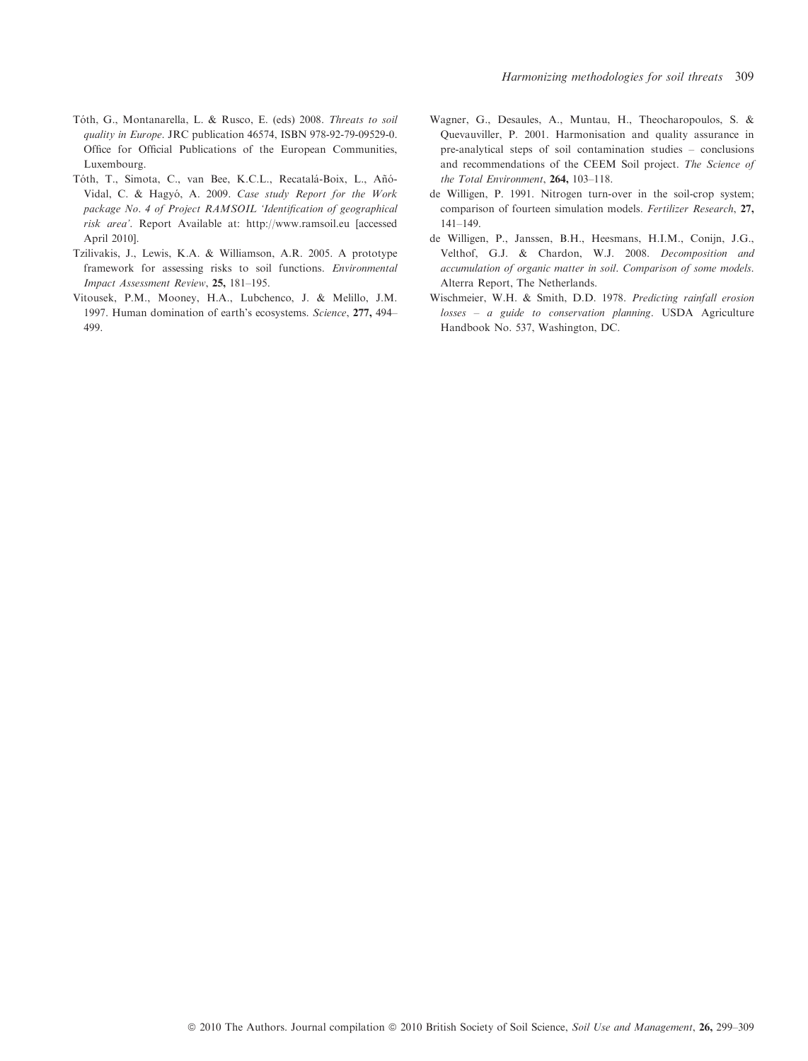Tóth, G., Montanarella, L. & Rusco, E. (eds) 2008. *Threats to soil quality in Europe*. JRC publication 46574, ISBN 978-92-79-09529-0. Office for Official Publications of the European Communities, Luxembourg.

Tóth, T., Simota, C., van Bee, K.C.L., Recatalá-Boix, L., Añó-Vidal, C. & Hagyó, A. 2009. *Case study Report for the Work package No. 4 of Project RAMSOIL 'Identification of geographical risk area'*. Report Available at: http://www.ramsoil.eu [accessed April 2010].

Tzilivakis, J., Lewis, K.A. & Williamson, A.R. 2005. A prototype framework for assessing risks to soil functions. *Environmental Impact Assessment Review*, **25,** 181–195.

Vitousek, P.M., Mooney, H.A., Lubchenco, J. & Melillo, J.M. 1997. Human domination of earth's ecosystems. *Science*, **277,** 494–499.

Wagner, G., Desaules, A., Muntau, H., Theocharopoulos, S. & Quevauviller, P. 2001. Harmonisation and quality assurance in pre-analytical steps of soil contamination studies – conclusions and recommendations of the CEEM Soil project. *The Science of the Total Environment*, **264,** 103–118.

de Willigen, P. 1991. Nitrogen turn-over in the soil-crop system; comparison of fourteen simulation models. *Fertilizer Research*, **27,** 141–149.

de Willigen, P., Janssen, B.H., Heesmans, H.I.M., Conijn, J.G., Velthof, G.J. & Chardon, W.J. 2008. *Decomposition and accumulation of organic matter in soil. Comparison of some models*. Alterra Report, The Netherlands.

Wischmeier, W.H. & Smith, D.D. 1978. *Predicting rainfall erosion losses – a guide to conservation planning*. USDA Agriculture Handbook No. 537, Washington, DC.